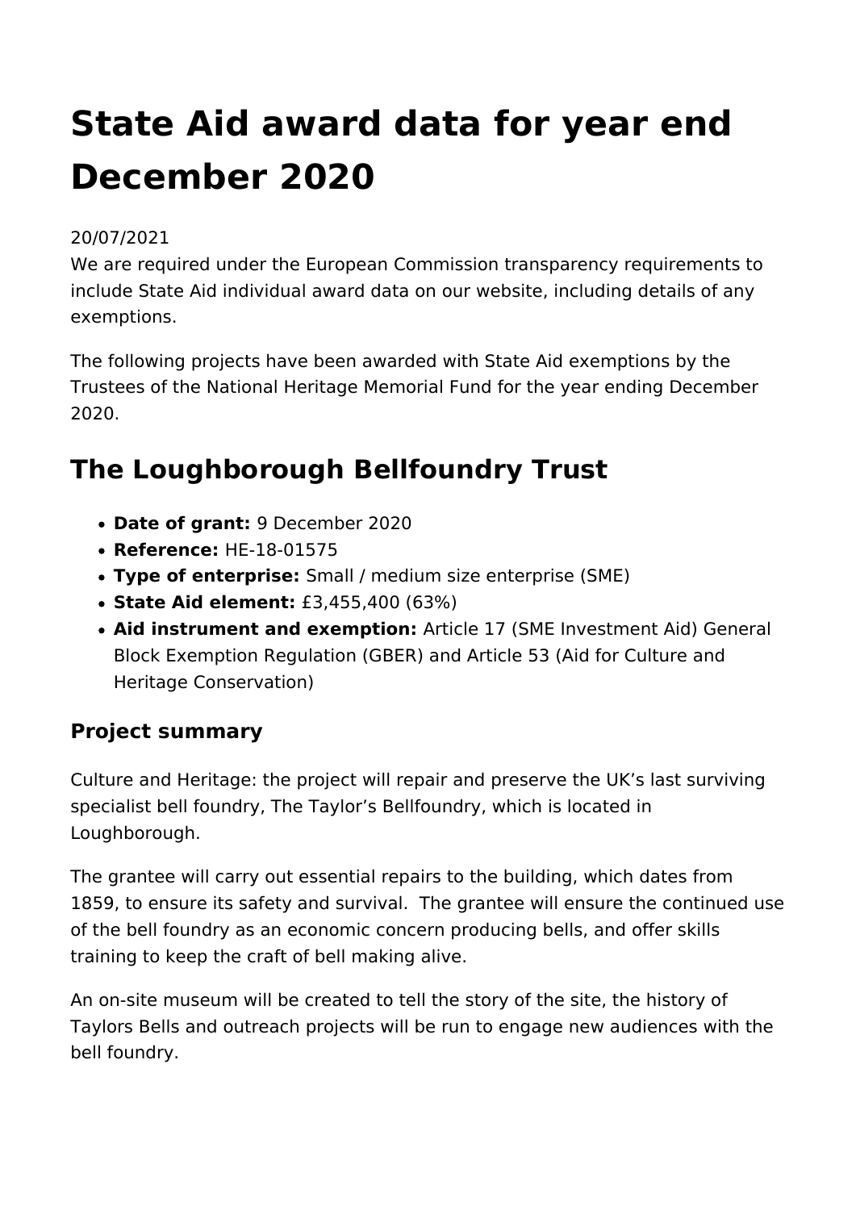# State Aid award data for year end December 2020

20/07/2021

We are required under the European Commission transparency requirements to include State Aid individual award data on our website, including details of any exemptions.

The following projects have been awarded with State Aid exemptions by the Trustees of the National Heritage Memorial Fund for the year ending December 2020.

## The Loughborough Bellfoundry Trust

- **Date of grant:** 9 December 2020
- **Reference:** HE-18-01575
- **Type of enterprise:** Small / medium size enterprise (SME)
- **State Aid element:** £3,455,400 (63%)
- **Aid instrument and exemption:** Article 17 (SME Investment Aid) General Block Exemption Regulation (GBER) and Article 53 (Aid for Culture and Heritage Conservation)

### Project summary

Culture and Heritage: the project will repair and preserve the UK's last surviving specialist bell foundry, The Taylor's Bellfoundry, which is located in Loughborough.

The grantee will carry out essential repairs to the building, which dates from 1859, to ensure its safety and survival. The grantee will ensure the continued use of the bell foundry as an economic concern producing bells, and offer skills training to keep the craft of bell making alive.

An on-site museum will be created to tell the story of the site, the history of Taylors Bells and outreach projects will be run to engage new audiences with the bell foundry.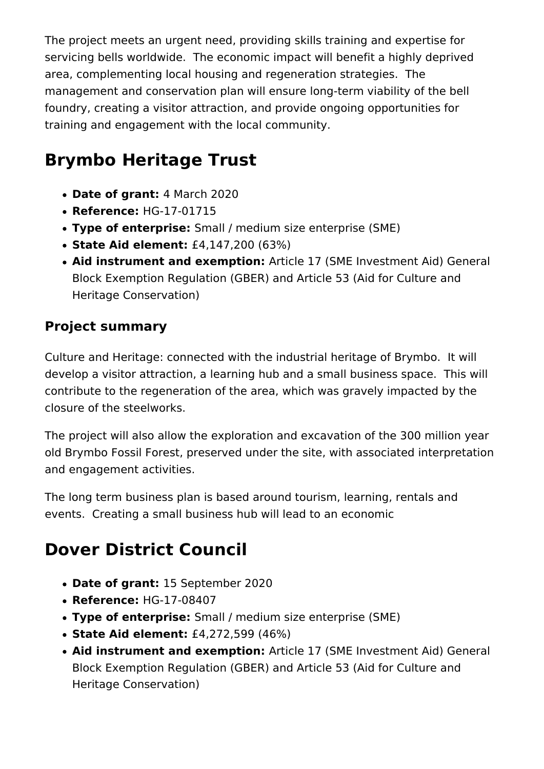The project meets an urgent need, providing skills training and expertise for servicing bells worldwide. The economic impact will benefit a highly deprived area, complementing local housing and regeneration strategies. The management and conservation plan will ensure long-term viability of the bell foundry, creating a visitor attraction, and provide ongoing opportunities for training and engagement with the local community.

## Brymbo Heritage Trust

- **Date of grant:** 4 March 2020
- **Reference:** HG-17-01715
- **Type of enterprise:** Small / medium size enterprise (SME)
- **State Aid element:** £4,147,200 (63%)
- **Aid instrument and exemption:** Article 17 (SME Investment Aid) General Block Exemption Regulation (GBER) and Article 53 (Aid for Culture and Heritage Conservation)

### Project summary

Culture and Heritage: connected with the industrial heritage of Brymbo. It will develop a visitor attraction, a learning hub and a small business space. This will contribute to the regeneration of the area, which was gravely impacted by the closure of the steelworks.

The project will also allow the exploration and excavation of the 300 million year old Brymbo Fossil Forest, preserved under the site, with associated interpretation and engagement activities.

The long term business plan is based around tourism, learning, rentals and events. Creating a small business hub will lead to an economic

## Dover District Council

- **Date of grant:** 15 September 2020
- **Reference:** HG-17-08407
- **Type of enterprise:** Small / medium size enterprise (SME)
- **State Aid element:** £4,272,599 (46%)
- **Aid instrument and exemption:** Article 17 (SME Investment Aid) General Block Exemption Regulation (GBER) and Article 53 (Aid for Culture and Heritage Conservation)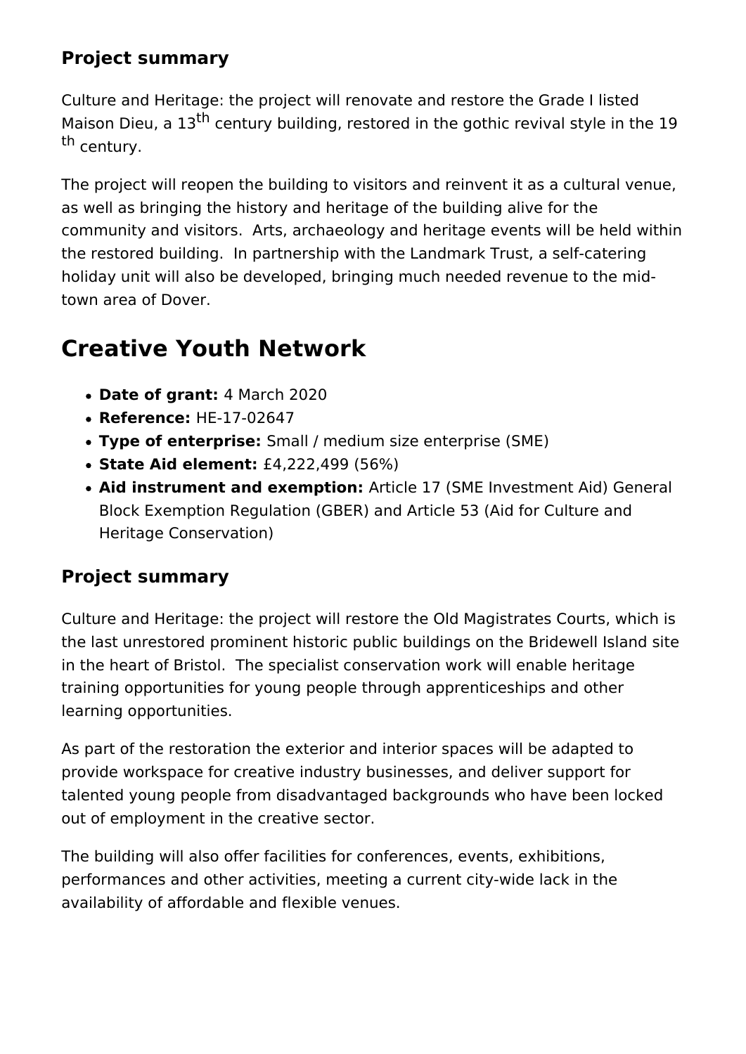### Project summary

Culture and Heritage: the project will renovate and restore the Grade I listed Maison Dieu, a 13$^{th}$ century building, restored in the gothic revival style in the 19 $^{th}$ century.

The project will reopen the building to visitors and reinvent it as a cultural venue, as well as bringing the history and heritage of the building alive for the community and visitors. Arts, archaeology and heritage events will be held within the restored building. In partnership with the Landmark Trust, a self-catering holiday unit will also be developed, bringing much needed revenue to the mid-town area of Dover.

## Creative Youth Network

- **Date of grant:** 4 March 2020
- **Reference:** HE-17-02647
- **Type of enterprise:** Small / medium size enterprise (SME)
- **State Aid element:** £4,222,499 (56%)
- **Aid instrument and exemption:** Article 17 (SME Investment Aid) General Block Exemption Regulation (GBER) and Article 53 (Aid for Culture and Heritage Conservation)

### Project summary

Culture and Heritage: the project will restore the Old Magistrates Courts, which is the last unrestored prominent historic public buildings on the Bridewell Island site in the heart of Bristol. The specialist conservation work will enable heritage training opportunities for young people through apprenticeships and other learning opportunities.

As part of the restoration the exterior and interior spaces will be adapted to provide workspace for creative industry businesses, and deliver support for talented young people from disadvantaged backgrounds who have been locked out of employment in the creative sector.

The building will also offer facilities for conferences, events, exhibitions, performances and other activities, meeting a current city-wide lack in the availability of affordable and flexible venues.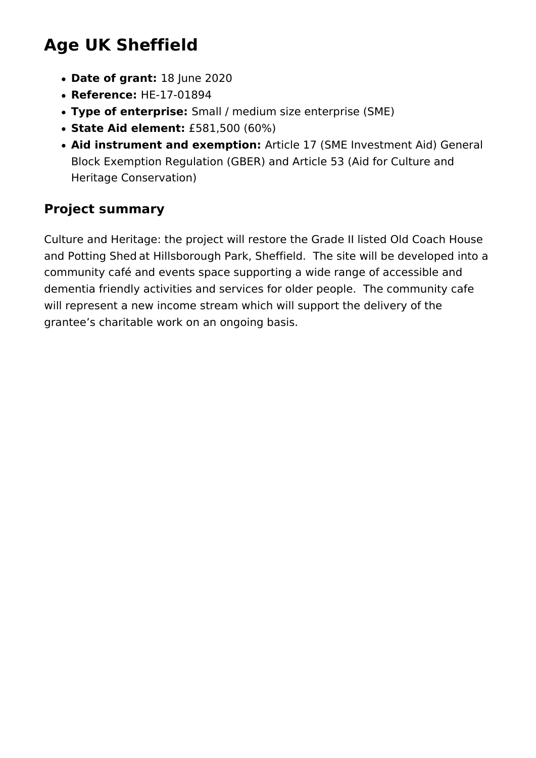# Age UK Sheffield

- **Date of grant:** 18 June 2020
- **Reference:** HE-17-01894
- **Type of enterprise:** Small / medium size enterprise (SME)
- **State Aid element:** £581,500 (60%)
- **Aid instrument and exemption:** Article 17 (SME Investment Aid) General Block Exemption Regulation (GBER) and Article 53 (Aid for Culture and Heritage Conservation)

## Project summary

Culture and Heritage: the project will restore the Grade II listed Old Coach House and Potting Shed at Hillsborough Park, Sheffield. The site will be developed into a community café and events space supporting a wide range of accessible and dementia friendly activities and services for older people. The community cafe will represent a new income stream which will support the delivery of the grantee's charitable work on an ongoing basis.